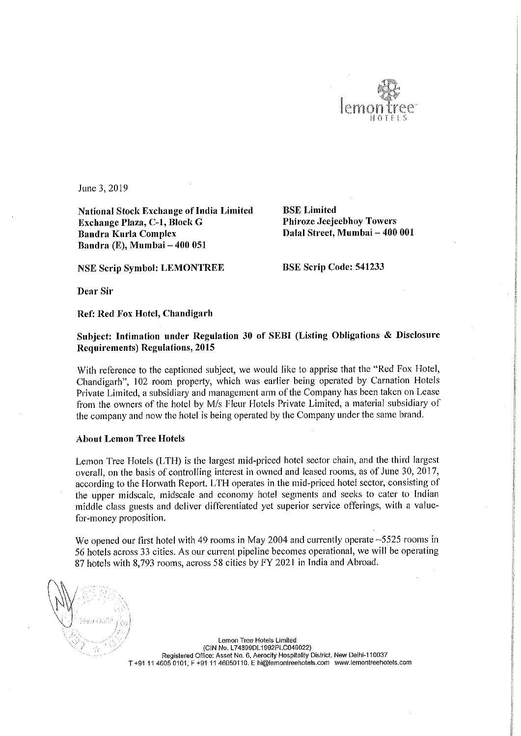June 3, 2019

**National Stock Exchange of India Limited**
**Exchange Plaza, C-1, Block G**
**Bandra Kurla Complex**
**Bandra (E), Mumbai – 400 051**

**BSE Limited**
**Phiroze Jeejeebhoy Towers**
**Dalal Street, Mumbai – 400 001**

**NSE Scrip Symbol: LEMONTREE**

**BSE Scrip Code: 541233**

**Dear Sir**

**Ref: Red Fox Hotel, Chandigarh**

**Subject: Intimation under Regulation 30 of SEBI (Listing Obligations & Disclosure Requirements) Regulations, 2015**

With reference to the captioned subject, we would like to apprise that the "Red Fox Hotel, Chandigarh", 102 room property, which was earlier being operated by Carnation Hotels Private Limited, a subsidiary and management arm of the Company has been taken on Lease from the owners of the hotel by M/s Fleur Hotels Private Limited, a material subsidiary of the company and now the hotel is being operated by the Company under the same brand.

**About Lemon Tree Hotels**

Lemon Tree Hotels (LTH) is the largest mid-priced hotel sector chain, and the third largest overall, on the basis of controlling interest in owned and leased rooms, as of June 30, 2017, according to the Horwath Report. LTH operates in the mid-priced hotel sector, consisting of the upper midscale, midscale and economy hotel segments and seeks to cater to Indian middle class guests and deliver differentiated yet superior service offerings, with a value-for-money proposition.

We opened our first hotel with 49 rooms in May 2004 and currently operate ~5525 rooms in 56 hotels across 33 cities. As our current pipeline becomes operational, we will be operating 87 hotels with 8,793 rooms, across 58 cities by FY 2021 in India and Abroad.

Lemon Tree Hotels Limited
(CIN No. L74899DL1992PLC049022)
Registered Office: Asset No. 6, Aerocity Hospitality District, New Delhi-110037
T +91 11 4605 0101; F +91 11 46050110. E hi@lemontreehotels.com www.lemontreehotels.com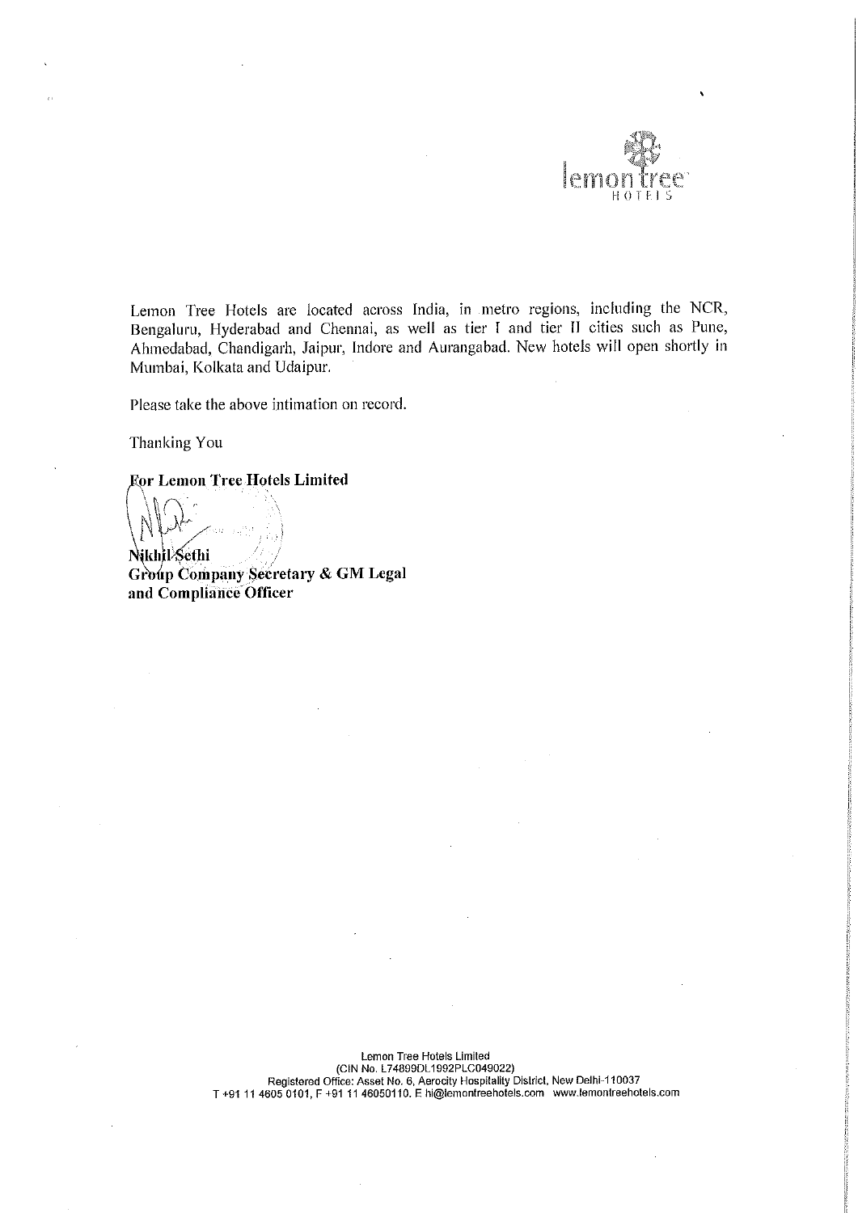Lemon Tree Hotels are located across India, in metro regions, including the NCR, Bengaluru, Hyderabad and Chennai, as well as tier I and tier II cities such as Pune, Ahmedabad, Chandigarh, Jaipur, Indore and Aurangabad. New hotels will open shortly in Mumbai, Kolkata and Udaipur.

Please take the above intimation on record.

Thanking You

**For Lemon Tree Hotels Limited**

**Nikhil Sethi**
**Group Company Secretary & GM Legal and Compliance Officer**

Lemon Tree Hotels Limited
(CIN No. L74899DL1992PLC049022)
Registered Office: Asset No. 6, Aerocity Hospitality District, New Delhi-110037
T +91 11 4605 0101, F +91 11 46050110. E hi@lemontreehotels.com www.lemontreehotels.com